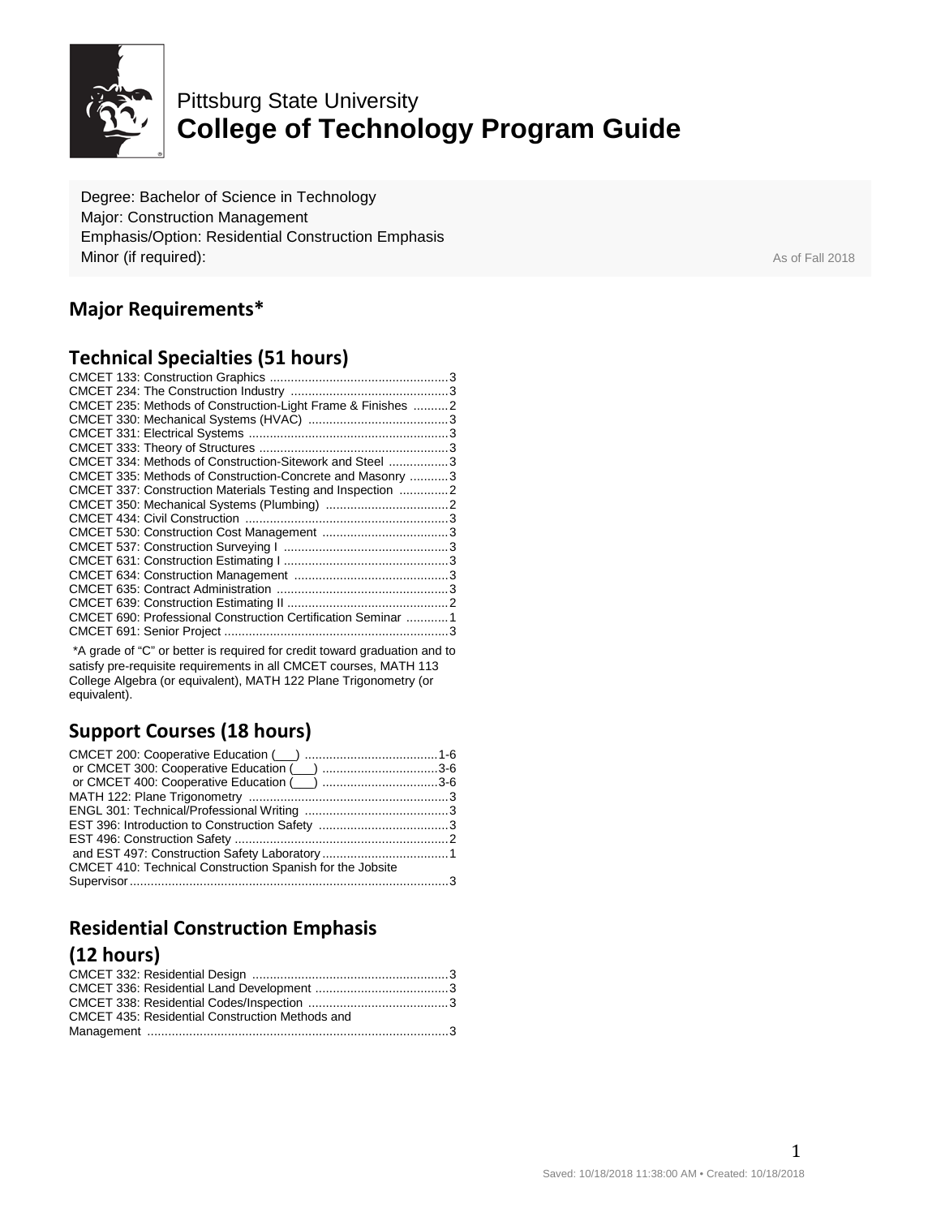Pittsburg State University

# College of Technology Program Guide

Degree: Bachelor of Science in Technology
Major: Construction Management
Emphasis/Option: Residential Construction Emphasis
Minor (if required):

As of Fall 2018

## Major Requirements*

## Technical Specialties (51 hours)

CMCET 133: Construction Graphics ....................................................3
CMCET 234: The Construction Industry ..............................................3
CMCET 235: Methods of Construction-Light Frame & Finishes ..........2
CMCET 330: Mechanical Systems (HVAC) ........................................3
CMCET 331: Electrical Systems ..........................................................3
CMCET 333: Theory of Structures .......................................................3
CMCET 334: Methods of Construction-Sitework and Steel .................3
CMCET 335: Methods of Construction-Concrete and Masonry ...........3
CMCET 337: Construction Materials Testing and Inspection ..............2
CMCET 350: Mechanical Systems (Plumbing) ....................................2
CMCET 434: Civil Construction ...........................................................3
CMCET 530: Construction Cost Management ....................................3
CMCET 537: Construction Surveying I ...............................................3
CMCET 631: Construction Estimating I ...............................................3
CMCET 634: Construction Management ............................................3
CMCET 635: Contract Administration .................................................3
CMCET 639: Construction Estimating II ..............................................2
CMCET 690: Professional Construction Certification Seminar ............1
CMCET 691: Senior Project .................................................................3

*A grade of "C" or better is required for credit toward graduation and to satisfy pre-requisite requirements in all CMCET courses, MATH 113 College Algebra (or equivalent), MATH 122 Plane Trigonometry (or equivalent).

## Support Courses (18 hours)

CMCET 200: Cooperative Education (___) .......................................1-6
or CMCET 300: Cooperative Education (___) .................................3-6
or CMCET 400: Cooperative Education (___) .................................3-6
MATH 122: Plane Trigonometry ..........................................................3
ENGL 301: Technical/Professional Writing ..........................................3
EST 396: Introduction to Construction Safety ......................................3
EST 496: Construction Safety ..............................................................2
and EST 497: Construction Safety Laboratory .....................................1
CMCET 410: Technical Construction Spanish for the Jobsite Supervisor ...........................................................................................3

## Residential Construction Emphasis (12 hours)

CMCET 332: Residential Design .........................................................3
CMCET 336: Residential Land Development ......................................3
CMCET 338: Residential Codes/Inspection .........................................3
CMCET 435: Residential Construction Methods and Management ......................................................................................3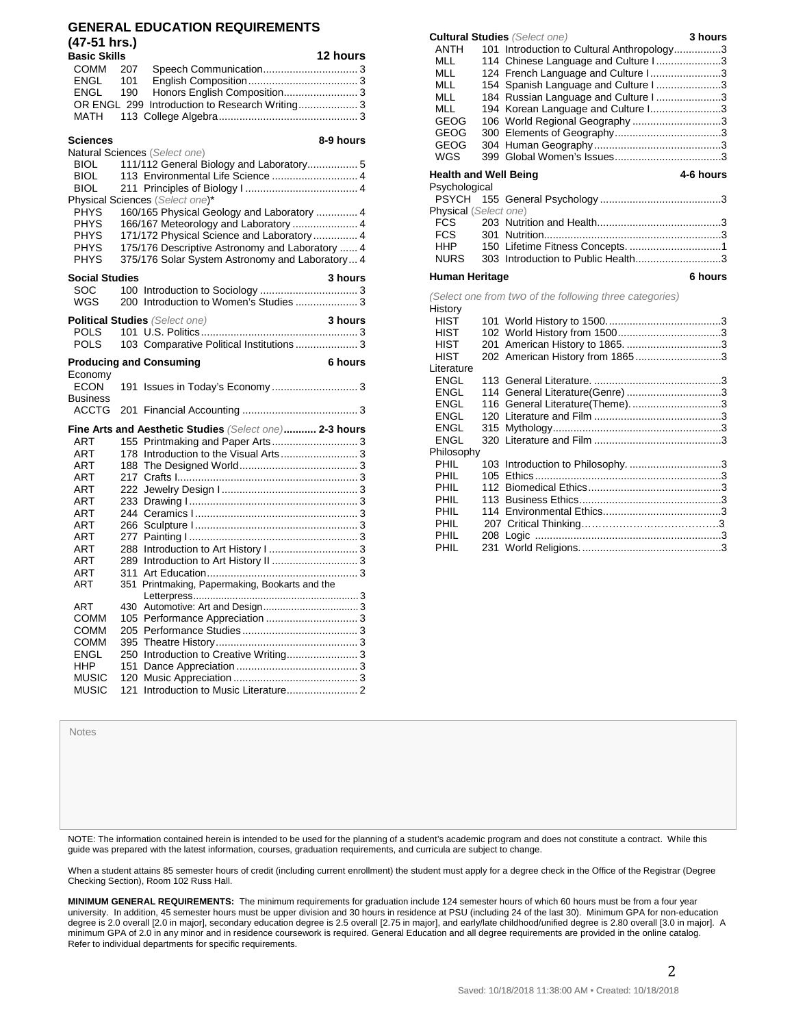## GENERAL EDUCATION REQUIREMENTS (47-51 hrs.)

### Basic Skills — 12 hours

| | | |
|---|---|---|
| COMM | 207 Speech Communication | 3 |
| ENGL | 101 English Composition | 3 |
| ENGL | 190 Honors English Composition | 3 |
| OR ENGL | 299 Introduction to Research Writing | 3 |
| MATH | 113 College Algebra | 3 |

### Sciences — 8-9 hours

Natural Sciences (*Select one*)

| | | |
|---|---|---|
| BIOL | 111/112 General Biology and Laboratory | 5 |
| BIOL | 113 Environmental Life Science | 4 |
| BIOL | 211 Principles of Biology I | 4 |

Physical Sciences (*Select one*)*

| | | |
|---|---|---|
| PHYS | 160/165 Physical Geology and Laboratory | 4 |
| PHYS | 166/167 Meteorology and Laboratory | 4 |
| PHYS | 171/172 Physical Science and Laboratory | 4 |
| PHYS | 175/176 Descriptive Astronomy and Laboratory | 4 |
| PHYS | 375/176 Solar System Astronomy and Laboratory | 4 |

### Social Studies — 3 hours

| | | |
|---|---|---|
| SOC | 100 Introduction to Sociology | 3 |
| WGS | 200 Introduction to Women's Studies | 3 |

### Political Studies (*Select one*) — 3 hours

| | | |
|---|---|---|
| POLS | 101 U.S. Politics | 3 |
| POLS | 103 Comparative Political Institutions | 3 |

### Producing and Consuming — 6 hours

Economy

| | | |
|---|---|---|
| ECON | 191 Issues in Today's Economy | 3 |

Business

| | | |
|---|---|---|
| ACCTG | 201 Financial Accounting | 3 |

### Fine Arts and Aesthetic Studies (*Select one*) — 2-3 hours

| | | |
|---|---|---|
| ART | 155 Printmaking and Paper Arts | 3 |
| ART | 178 Introduction to the Visual Arts | 3 |
| ART | 188 The Designed World | 3 |
| ART | 217 Crafts I | 3 |
| ART | 222 Jewelry Design I | 3 |
| ART | 233 Drawing I | 3 |
| ART | 244 Ceramics I | 3 |
| ART | 266 Sculpture I | 3 |
| ART | 277 Painting I | 3 |
| ART | 288 Introduction to Art History I | 3 |
| ART | 289 Introduction to Art History II | 3 |
| ART | 311 Art Education | 3 |
| ART | 351 Printmaking, Papermaking, Bookarts and the Letterpress | 3 |
| ART | 430 Automotive: Art and Design | 3 |
| COMM | 105 Performance Appreciation | 3 |
| COMM | 205 Performance Studies | 3 |
| COMM | 395 Theatre History | 3 |
| ENGL | 250 Introduction to Creative Writing | 3 |
| HHP | 151 Dance Appreciation | 3 |
| MUSIC | 120 Music Appreciation | 3 |
| MUSIC | 121 Introduction to Music Literature | 2 |

### Cultural Studies (*Select one*) — 3 hours

| | | |
|---|---|---|
| ANTH | 101 Introduction to Cultural Anthropology | 3 |
| MLL | 114 Chinese Language and Culture I | 3 |
| MLL | 124 French Language and Culture I | 3 |
| MLL | 154 Spanish Language and Culture I | 3 |
| MLL | 184 Russian Language and Culture I | 3 |
| MLL | 194 Korean Language and Culture I | 3 |
| GEOG | 106 World Regional Geography | 3 |
| GEOG | 300 Elements of Geography | 3 |
| GEOG | 304 Human Geography | 3 |
| WGS | 399 Global Women's Issues | 3 |

### Health and Well Being — 4-6 hours

Psychological

| | | |
|---|---|---|
| PSYCH | 155 General Psychology | 3 |

Physical (*Select one*)

| | | |
|---|---|---|
| FCS | 203 Nutrition and Health | 3 |
| FCS | 301 Nutrition | 3 |
| HHP | 150 Lifetime Fitness Concepts. | 1 |
| NURS | 303 Introduction to Public Health | 3 |

### Human Heritage — 6 hours

*(Select one from two of the following three categories)*

History

| | | |
|---|---|---|
| HIST | 101 World History to 1500. | 3 |
| HIST | 102 World History from 1500 | 3 |
| HIST | 201 American History to 1865. | 3 |
| HIST | 202 American History from 1865 | 3 |

Literature

| | | |
|---|---|---|
| ENGL | 113 General Literature. | 3 |
| ENGL | 114 General Literature(Genre) | 3 |
| ENGL | 116 General Literature(Theme). | 3 |
| ENGL | 120 Literature and Film | 3 |
| ENGL | 315 Mythology | 3 |
| ENGL | 320 Literature and Film | 3 |

Philosophy

| | | |
|---|---|---|
| PHIL | 103 Introduction to Philosophy. | 3 |
| PHIL | 105 Ethics | 3 |
| PHIL | 112 Biomedical Ethics | 3 |
| PHIL | 113 Business Ethics | 3 |
| PHIL | 114 Environmental Ethics | 3 |
| PHIL | 207 Critical Thinking | 3 |
| PHIL | 208 Logic | 3 |
| PHIL | 231 World Religions. | 3 |

Notes

NOTE: The information contained herein is intended to be used for the planning of a student's academic program and does not constitute a contract. While this guide was prepared with the latest information, courses, graduation requirements, and curricula are subject to change.

When a student attains 85 semester hours of credit (including current enrollment) the student must apply for a degree check in the Office of the Registrar (Degree Checking Section), Room 102 Russ Hall.

**MINIMUM GENERAL REQUIREMENTS:** The minimum requirements for graduation include 124 semester hours of which 60 hours must be from a four year university. In addition, 45 semester hours must be upper division and 30 hours in residence at PSU (including 24 of the last 30). Minimum GPA for non-education degree is 2.0 overall [2.0 in major], secondary education degree is 2.5 overall [2.75 in major], and early/late childhood/unified degree is 2.80 overall [3.0 in major]. A minimum GPA of 2.0 in any minor and in residence coursework is required. General Education and all degree requirements are provided in the online catalog. Refer to individual departments for specific requirements.

Saved: 10/18/2018 11:38:00 AM • Created: 10/18/2018